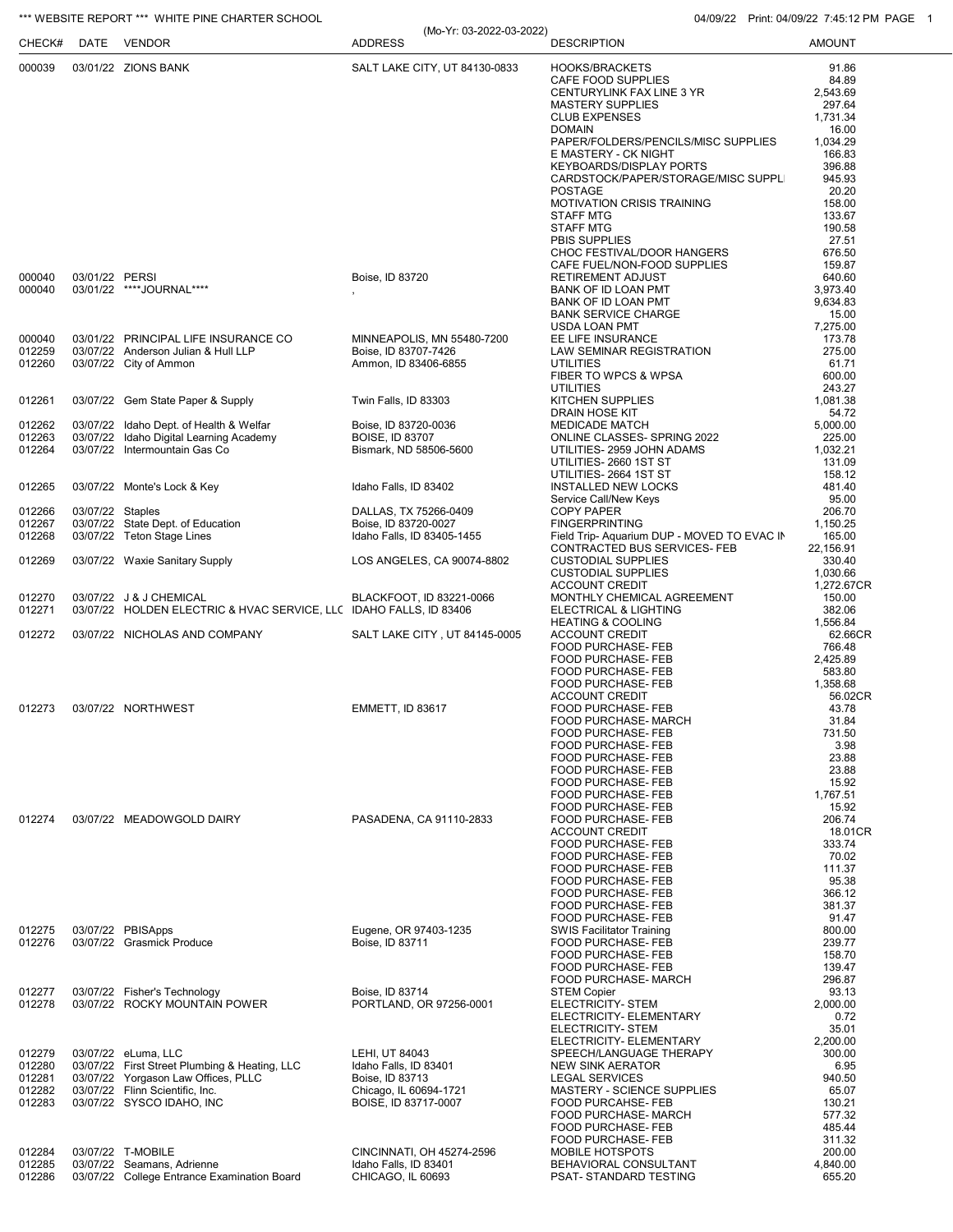*** WEBSITE REPORT *** WHITE PINE CHARTER SCHOOL

(Mo-Yr: 03-2022-03-2022)

04/09/22 Print: 04/09/22 7:45:12 PM

| CHECK# | DATE | VENDOR | ADDRESS | DESCRIPTION | AMOUNT |
|---|---|---|---|---|---|
| 000039 | 03/01/22 | ZIONS BANK | SALT LAKE CITY, UT 84130-0833 | HOOKS/BRACKETS | 91.86 |
| | | | | CAFE FOOD SUPPLIES | 84.89 |
| | | | | CENTURYLINK FAX LINE 3 YR | 2,543.69 |
| | | | | MASTERY SUPPLIES | 297.64 |
| | | | | CLUB EXPENSES | 1,731.34 |
| | | | | DOMAIN | 16.00 |
| | | | | PAPER/FOLDERS/PENCILS/MISC SUPPLIES | 1,034.29 |
| | | | | E MASTERY - CK NIGHT | 166.83 |
| | | | | KEYBOARDS/DISPLAY PORTS | 396.88 |
| | | | | CARDSTOCK/PAPER/STORAGE/MISC SUPPL | 945.93 |
| | | | | POSTAGE | 20.20 |
| | | | | MOTIVATION CRISIS TRAINING | 158.00 |
| | | | | STAFF MTG | 133.67 |
| | | | | STAFF MTG | 190.58 |
| | | | | PBIS SUPPLIES | 27.51 |
| | | | | CHOC FESTIVAL/DOOR HANGERS | 676.50 |
| | | | | CAFE FUEL/NON-FOOD SUPPLIES | 159.87 |
| 000040 | 03/01/22 | PERSI | Boise, ID 83720 | RETIREMENT ADJUST | 640.60 |
| 000040 | 03/01/22 | ****JOURNAL**** | , | BANK OF ID LOAN PMT | 3,973.40 |
| | | | | BANK OF ID LOAN PMT | 9,634.83 |
| | | | | BANK SERVICE CHARGE | 15.00 |
| | | | | USDA LOAN PMT | 7,275.00 |
| 000040 | 03/01/22 | PRINCIPAL LIFE INSURANCE CO | MINNEAPOLIS, MN 55480-7200 | EE LIFE INSURANCE | 173.78 |
| 012259 | 03/07/22 | Anderson Julian & Hull LLP | Boise, ID 83707-7426 | LAW SEMINAR REGISTRATION | 275.00 |
| 012260 | 03/07/22 | City of Ammon | Ammon, ID 83406-6855 | UTILITIES | 61.71 |
| | | | | FIBER TO WPCS & WPSA | 600.00 |
| | | | | UTILITIES | 243.27 |
| 012261 | 03/07/22 | Gem State Paper & Supply | Twin Falls, ID 83303 | KITCHEN SUPPLIES | 1,081.38 |
| | | | | DRAIN HOSE KIT | 54.72 |
| 012262 | 03/07/22 | Idaho Dept. of Health & Welfar | Boise, ID 83720-0036 | MEDICADE MATCH | 5,000.00 |
| 012263 | 03/07/22 | Idaho Digital Learning Academy | BOISE, ID 83707 | ONLINE CLASSES- SPRING 2022 | 225.00 |
| 012264 | 03/07/22 | Intermountain Gas Co | Bismark, ND 58506-5600 | UTILITIES- 2959 JOHN ADAMS | 1,032.21 |
| | | | | UTILITIES- 2660 1ST ST | 131.09 |
| | | | | UTILITIES- 2664 1ST ST | 158.12 |
| 012265 | 03/07/22 | Monte's Lock & Key | Idaho Falls, ID 83402 | INSTALLED NEW LOCKS | 481.40 |
| | | | | Service Call/New Keys | 95.00 |
| 012266 | 03/07/22 | Staples | DALLAS, TX 75266-0409 | COPY PAPER | 206.70 |
| 012267 | 03/07/22 | State Dept. of Education | Boise, ID 83720-0027 | FINGERPRINTING | 1,150.25 |
| 012268 | 03/07/22 | Teton Stage Lines | Idaho Falls, ID 83405-1455 | Field Trip- Aquarium DUP - MOVED TO EVAC IN | 165.00 |
| | | | | CONTRACTED BUS SERVICES- FEB | 22,156.91 |
| 012269 | 03/07/22 | Waxie Sanitary Supply | LOS ANGELES, CA 90074-8802 | CUSTODIAL SUPPLIES | 330.40 |
| | | | | CUSTODIAL SUPPLIES | 1,030.66 |
| | | | | ACCOUNT CREDIT | 1,272.67CR |
| 012270 | 03/07/22 | J & J CHEMICAL | BLACKFOOT, ID 83221-0066 | MONTHLY CHEMICAL AGREEMENT | 150.00 |
| 012271 | 03/07/22 | HOLDEN ELECTRIC & HVAC SERVICE, LLC | IDAHO FALLS, ID 83406 | ELECTRICAL & LIGHTING | 382.06 |
| | | | | HEATING & COOLING | 1,556.84 |
| 012272 | 03/07/22 | NICHOLAS AND COMPANY | SALT LAKE CITY , UT 84145-0005 | ACCOUNT CREDIT | 62.66CR |
| | | | | FOOD PURCHASE- FEB | 766.48 |
| | | | | FOOD PURCHASE- FEB | 2,425.89 |
| | | | | FOOD PURCHASE- FEB | 583.80 |
| | | | | FOOD PURCHASE- FEB | 1,358.68 |
| | | | | ACCOUNT CREDIT | 56.02CR |
| 012273 | 03/07/22 | NORTHWEST | EMMETT, ID 83617 | FOOD PURCHASE- FEB | 43.78 |
| | | | | FOOD PURCHASE- MARCH | 31.84 |
| | | | | FOOD PURCHASE- FEB | 731.50 |
| | | | | FOOD PURCHASE- FEB | 3.98 |
| | | | | FOOD PURCHASE- FEB | 23.88 |
| | | | | FOOD PURCHASE- FEB | 23.88 |
| | | | | FOOD PURCHASE- FEB | 15.92 |
| | | | | FOOD PURCHASE- FEB | 1,767.51 |
| | | | | FOOD PURCHASE- FEB | 15.92 |
| 012274 | 03/07/22 | MEADOWGOLD DAIRY | PASADENA, CA 91110-2833 | FOOD PURCHASE- FEB | 206.74 |
| | | | | ACCOUNT CREDIT | 18.01CR |
| | | | | FOOD PURCHASE- FEB | 333.74 |
| | | | | FOOD PURCHASE- FEB | 70.02 |
| | | | | FOOD PURCHASE- FEB | 111.37 |
| | | | | FOOD PURCHASE- FEB | 95.38 |
| | | | | FOOD PURCHASE- FEB | 366.12 |
| | | | | FOOD PURCHASE- FEB | 381.37 |
| | | | | FOOD PURCHASE- FEB | 91.47 |
| 012275 | 03/07/22 | PBISApps | Eugene, OR 97403-1235 | SWIS Facilitator Training | 800.00 |
| 012276 | 03/07/22 | Grasmick Produce | Boise, ID 83711 | FOOD PURCHASE- FEB | 239.77 |
| | | | | FOOD PURCHASE- FEB | 158.70 |
| | | | | FOOD PURCHASE- FEB | 139.47 |
| | | | | FOOD PURCHASE- MARCH | 296.87 |
| 012277 | 03/07/22 | Fisher's Technology | Boise, ID 83714 | STEM Copier | 93.13 |
| 012278 | 03/07/22 | ROCKY MOUNTAIN POWER | PORTLAND, OR 97256-0001 | ELECTRICITY- STEM | 2,000.00 |
| | | | | ELECTRICITY- ELEMENTARY | 0.72 |
| | | | | ELECTRICITY- STEM | 35.01 |
| | | | | ELECTRICITY- ELEMENTARY | 2,200.00 |
| 012279 | 03/07/22 | eLuma, LLC | LEHI, UT 84043 | SPEECH/LANGUAGE THERAPY | 300.00 |
| 012280 | 03/07/22 | First Street Plumbing & Heating, LLC | Idaho Falls, ID 83401 | NEW SINK AERATOR | 6.95 |
| 012281 | 03/07/22 | Yorgason Law Offices, PLLC | Boise, ID 83713 | LEGAL SERVICES | 940.50 |
| 012282 | 03/07/22 | Flinn Scientific, Inc. | Chicago, IL 60694-1721 | MASTERY - SCIENCE SUPPLIES | 65.07 |
| 012283 | 03/07/22 | SYSCO IDAHO, INC | BOISE, ID 83717-0007 | FOOD PURCAHSE- FEB | 130.21 |
| | | | | FOOD PURCHASE- MARCH | 577.32 |
| | | | | FOOD PURCHASE- FEB | 485.44 |
| | | | | FOOD PURCHASE- FEB | 311.32 |
| 012284 | 03/07/22 | T-MOBILE | CINCINNATI, OH 45274-2596 | MOBILE HOTSPOTS | 200.00 |
| 012285 | 03/07/22 | Seamans, Adrienne | Idaho Falls, ID 83401 | BEHAVIORAL CONSULTANT | 4,840.00 |
| 012286 | 03/07/22 | College Entrance Examination Board | CHICAGO, IL 60693 | PSAT- STANDARD TESTING | 655.20 |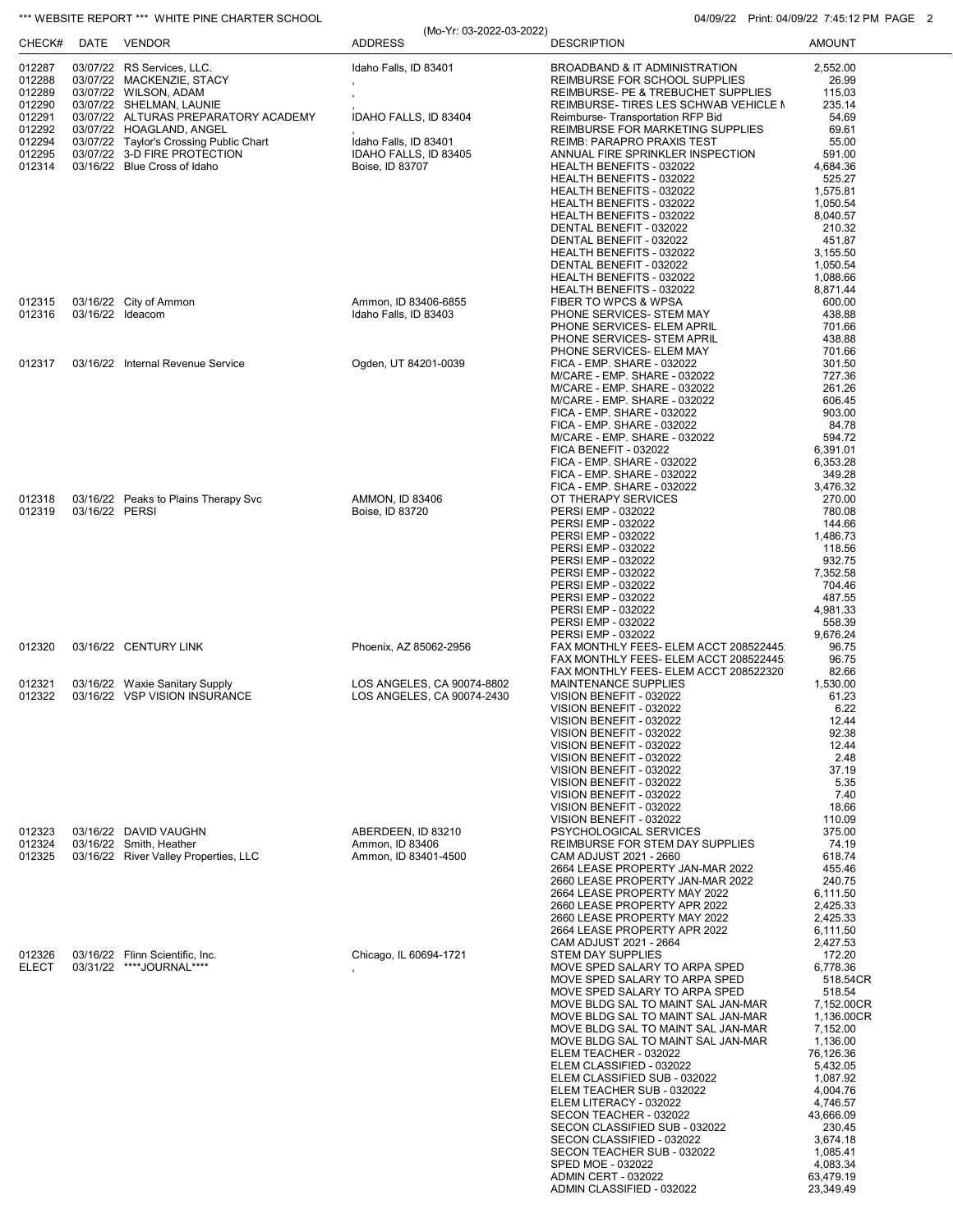*** WEBSITE REPORT *** WHITE PINE CHARTER SCHOOL

(Mo-Yr: 03-2022-03-2022)

04/09/22 Print: 04/09/22 7:45:12 PM PAGE 2

| CHECK# | DATE | VENDOR | ADDRESS | DESCRIPTION | AMOUNT |
|---|---|---|---|---|---|
| 012287 | 03/07/22 | RS Services, LLC. | Idaho Falls, ID 83401 | BROADBAND & IT ADMINISTRATION | 2,552.00 |
| 012288 | 03/07/22 | MACKENZIE, STACY | , | REIMBURSE FOR SCHOOL SUPPLIES | 26.99 |
| 012289 | 03/07/22 | WILSON, ADAM | , | REIMBURSE- PE & TREBUCHET SUPPLIES | 115.03 |
| 012290 | 03/07/22 | SHELMAN, LAUNIE | , | REIMBURSE- TIRES LES SCHWAB VEHICLE M | 235.14 |
| 012291 | 03/07/22 | ALTURAS PREPARATORY ACADEMY | IDAHO FALLS, ID 83404 | Reimburse- Transportation RFP Bid | 54.69 |
| 012292 | 03/07/22 | HOAGLAND, ANGEL | , | REIMBURSE FOR MARKETING SUPPLIES | 69.61 |
| 012294 | 03/07/22 | Taylor's Crossing Public Chart | Idaho Falls, ID 83401 | REIMB: PARAPRO PRAXIS TEST | 55.00 |
| 012295 | 03/07/22 | 3-D FIRE PROTECTION | IDAHO FALLS, ID 83405 | ANNUAL FIRE SPRINKLER INSPECTION | 591.00 |
| 012314 | 03/16/22 | Blue Cross of Idaho | Boise, ID 83707 | HEALTH BENEFITS - 032022 | 4,684.36 |
| | | | | HEALTH BENEFITS - 032022 | 525.27 |
| | | | | HEALTH BENEFITS - 032022 | 1,575.81 |
| | | | | HEALTH BENEFITS - 032022 | 1,050.54 |
| | | | | HEALTH BENEFITS - 032022 | 8,040.57 |
| | | | | DENTAL BENEFIT - 032022 | 210.32 |
| | | | | DENTAL BENEFIT - 032022 | 451.87 |
| | | | | HEALTH BENEFITS - 032022 | 3,155.50 |
| | | | | DENTAL BENEFIT - 032022 | 1,050.54 |
| | | | | HEALTH BENEFITS - 032022 | 1,088.66 |
| | | | | HEALTH BENEFITS - 032022 | 8,871.44 |
| 012315 | 03/16/22 | City of Ammon | Ammon, ID 83406-6855 | FIBER TO WPCS & WPSA | 600.00 |
| 012316 | 03/16/22 | Ideacom | Idaho Falls, ID 83403 | PHONE SERVICES- STEM MAY | 438.88 |
| | | | | PHONE SERVICES- ELEM APRIL | 701.66 |
| | | | | PHONE SERVICES- STEM APRIL | 438.88 |
| | | | | PHONE SERVICES- ELEM MAY | 701.66 |
| 012317 | 03/16/22 | Internal Revenue Service | Ogden, UT 84201-0039 | FICA - EMP. SHARE - 032022 | 301.50 |
| | | | | M/CARE - EMP. SHARE - 032022 | 727.36 |
| | | | | M/CARE - EMP. SHARE - 032022 | 261.26 |
| | | | | M/CARE - EMP. SHARE - 032022 | 606.45 |
| | | | | FICA - EMP. SHARE - 032022 | 903.00 |
| | | | | FICA - EMP. SHARE - 032022 | 84.78 |
| | | | | M/CARE - EMP. SHARE - 032022 | 594.72 |
| | | | | FICA BENEFIT - 032022 | 6,391.01 |
| | | | | FICA - EMP. SHARE - 032022 | 6,353.28 |
| | | | | FICA - EMP. SHARE - 032022 | 349.28 |
| | | | | FICA - EMP. SHARE - 032022 | 3,476.32 |
| 012318 | 03/16/22 | Peaks to Plains Therapy Svc | AMMON, ID 83406 | OT THERAPY SERVICES | 270.00 |
| 012319 | 03/16/22 | PERSI | Boise, ID 83720 | PERSI EMP - 032022 | 780.08 |
| | | | | PERSI EMP - 032022 | 144.66 |
| | | | | PERSI EMP - 032022 | 1,486.73 |
| | | | | PERSI EMP - 032022 | 118.56 |
| | | | | PERSI EMP - 032022 | 932.75 |
| | | | | PERSI EMP - 032022 | 7,352.58 |
| | | | | PERSI EMP - 032022 | 704.46 |
| | | | | PERSI EMP - 032022 | 487.55 |
| | | | | PERSI EMP - 032022 | 4,981.33 |
| | | | | PERSI EMP - 032022 | 558.39 |
| | | | | PERSI EMP - 032022 | 9,676.24 |
| 012320 | 03/16/22 | CENTURY LINK | Phoenix, AZ 85062-2956 | FAX MONTHLY FEES- ELEM ACCT 208522445 | 96.75 |
| | | | | FAX MONTHLY FEES- ELEM ACCT 208522445 | 96.75 |
| | | | | FAX MONTHLY FEES- ELEM ACCT 208522320 | 82.66 |
| 012321 | 03/16/22 | Waxie Sanitary Supply | LOS ANGELES, CA 90074-8802 | MAINTENANCE SUPPLIES | 1,530.00 |
| 012322 | 03/16/22 | VSP VISION INSURANCE | LOS ANGELES, CA 90074-2430 | VISION BENEFIT - 032022 | 61.23 |
| | | | | VISION BENEFIT - 032022 | 6.22 |
| | | | | VISION BENEFIT - 032022 | 12.44 |
| | | | | VISION BENEFIT - 032022 | 92.38 |
| | | | | VISION BENEFIT - 032022 | 12.44 |
| | | | | VISION BENEFIT - 032022 | 2.48 |
| | | | | VISION BENEFIT - 032022 | 37.19 |
| | | | | VISION BENEFIT - 032022 | 5.35 |
| | | | | VISION BENEFIT - 032022 | 7.40 |
| | | | | VISION BENEFIT - 032022 | 18.66 |
| | | | | VISION BENEFIT - 032022 | 110.09 |
| 012323 | 03/16/22 | DAVID VAUGHN | ABERDEEN, ID 83210 | PSYCHOLOGICAL SERVICES | 375.00 |
| 012324 | 03/16/22 | Smith, Heather | Ammon, ID 83406 | REIMBURSE FOR STEM DAY SUPPLIES | 74.19 |
| 012325 | 03/16/22 | River Valley Properties, LLC | Ammon, ID 83401-4500 | CAM ADJUST 2021 - 2660 | 618.74 |
| | | | | 2664 LEASE PROPERTY JAN-MAR 2022 | 455.46 |
| | | | | 2660 LEASE PROPERTY JAN-MAR 2022 | 240.75 |
| | | | | 2664 LEASE PROPERTY MAY 2022 | 6,111.50 |
| | | | | 2660 LEASE PROPERTY APR 2022 | 2,425.33 |
| | | | | 2660 LEASE PROPERTY MAY 2022 | 2,425.33 |
| | | | | 2664 LEASE PROPERTY APR 2022 | 6,111.50 |
| | | | | CAM ADJUST 2021 - 2664 | 2,427.53 |
| 012326 | 03/16/22 | Flinn Scientific, Inc. | Chicago, IL 60694-1721 | STEM DAY SUPPLIES | 172.20 |
| ELECT | 03/31/22 | ****JOURNAL**** | , | MOVE SPED SALARY TO ARPA SPED | 6,778.36 |
| | | | | MOVE SPED SALARY TO ARPA SPED | 518.54CR |
| | | | | MOVE SPED SALARY TO ARPA SPED | 518.54 |
| | | | | MOVE BLDG SAL TO MAINT SAL JAN-MAR | 7,152.00CR |
| | | | | MOVE BLDG SAL TO MAINT SAL JAN-MAR | 1,136.00CR |
| | | | | MOVE BLDG SAL TO MAINT SAL JAN-MAR | 7,152.00 |
| | | | | MOVE BLDG SAL TO MAINT SAL JAN-MAR | 1,136.00 |
| | | | | ELEM TEACHER - 032022 | 76,126.36 |
| | | | | ELEM CLASSIFIED - 032022 | 5,432.05 |
| | | | | ELEM CLASSIFIED SUB - 032022 | 1,087.92 |
| | | | | ELEM TEACHER SUB - 032022 | 4,004.76 |
| | | | | ELEM LITERACY - 032022 | 4,746.57 |
| | | | | SECON TEACHER - 032022 | 43,666.09 |
| | | | | SECON CLASSIFIED SUB - 032022 | 230.45 |
| | | | | SECON CLASSIFIED - 032022 | 3,674.18 |
| | | | | SECON TEACHER SUB - 032022 | 1,085.41 |
| | | | | SPED MOE - 032022 | 4,083.34 |
| | | | | ADMIN CERT - 032022 | 63,479.19 |
| | | | | ADMIN CLASSIFIED - 032022 | 23,349.49 |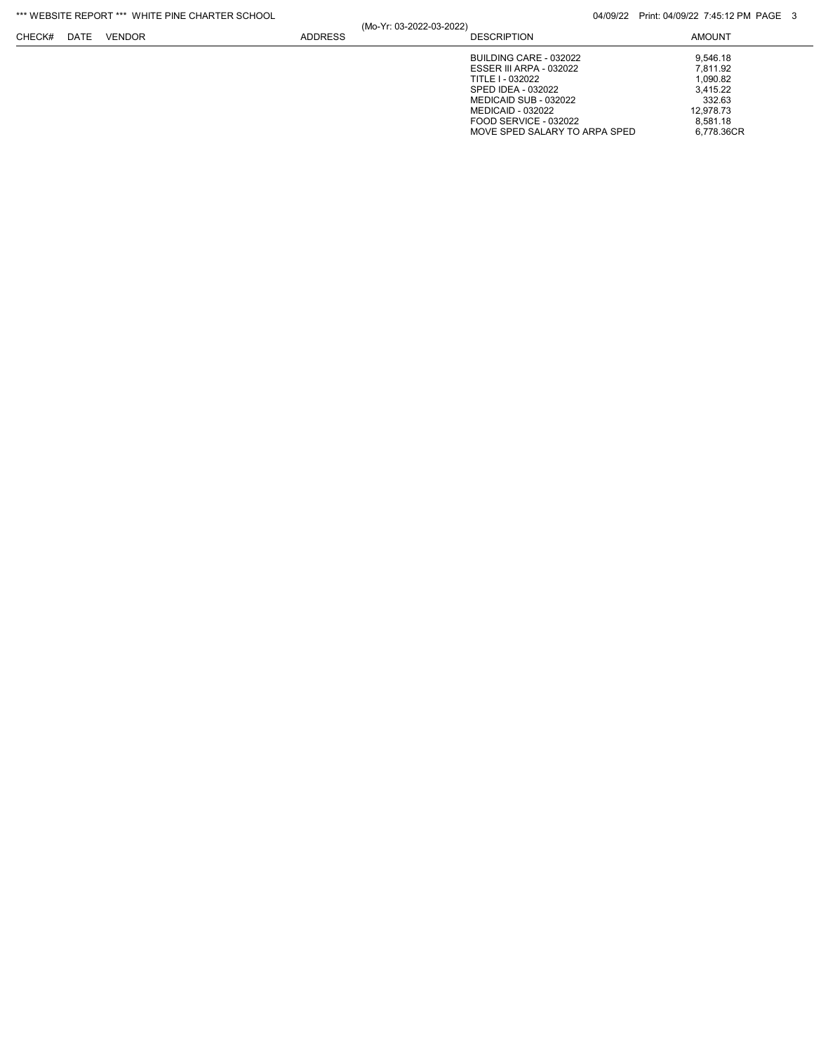| CHECK# | DATE | VENDOR | ADDRESS | DESCRIPTION | AMOUNT |
|---|---|---|---|---|---|
| | | | | BUILDING CARE - 032022 | 9,546.18 |
| | | | | ESSER III ARPA - 032022 | 7,811.92 |
| | | | | TITLE I - 032022 | 1,090.82 |
| | | | | SPED IDEA - 032022 | 3,415.22 |
| | | | | MEDICAID SUB - 032022 | 332.63 |
| | | | | MEDICAID - 032022 | 12,978.73 |
| | | | | FOOD SERVICE - 032022 | 8,581.18 |
| | | | | MOVE SPED SALARY TO ARPA SPED | 6,778.36CR |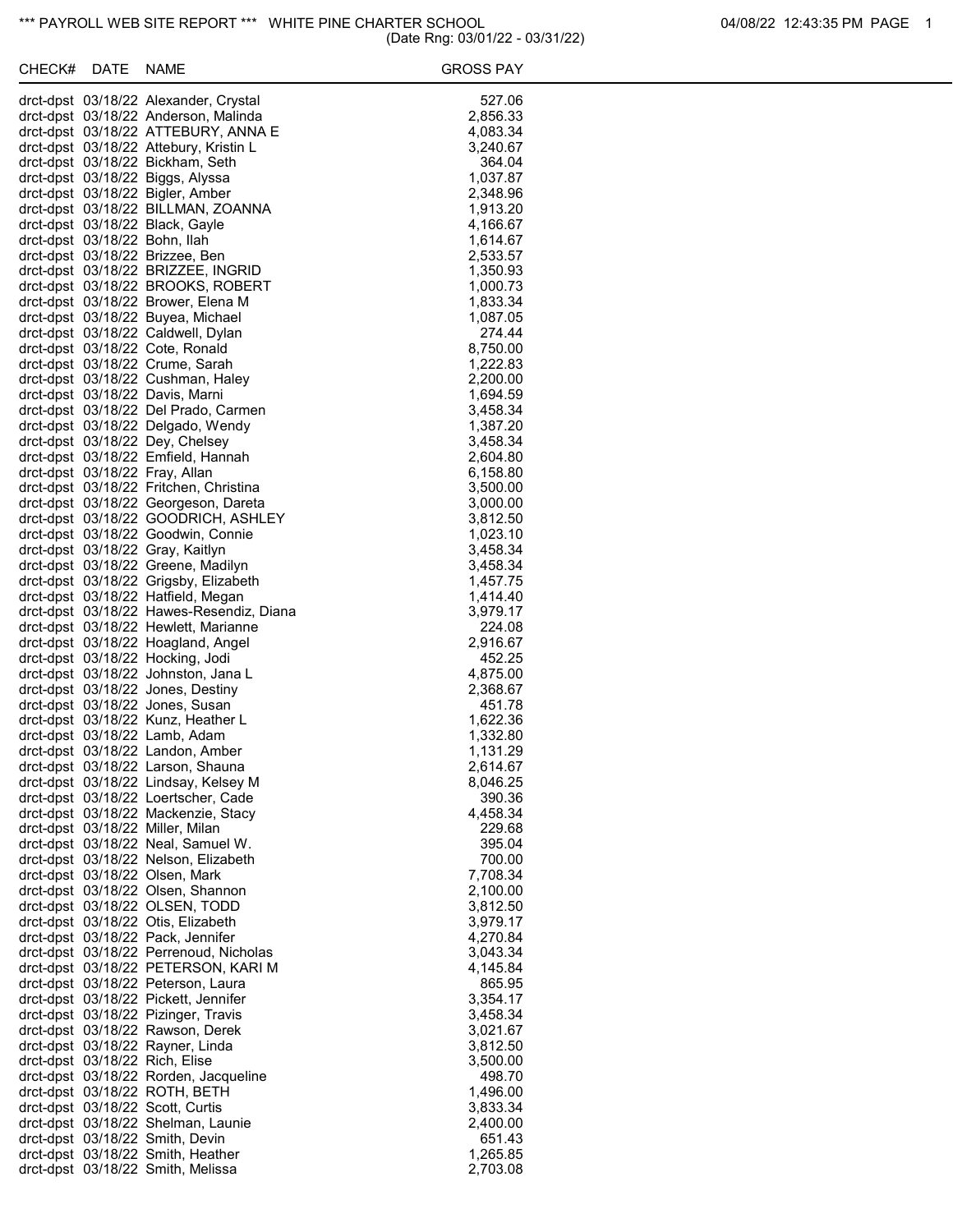\*\*\* PAYROLL WEB SITE REPORT \*\*\* WHITE PINE CHARTER SCHOOL
(Date Rng: 03/01/22 - 03/31/22)

04/08/22 12:43:35 PM

| CHECK# | DATE | NAME | GROSS PAY |
|---|---|---|---|
| drct-dpst | 03/18/22 | Alexander, Crystal | 527.06 |
| drct-dpst | 03/18/22 | Anderson, Malinda | 2,856.33 |
| drct-dpst | 03/18/22 | ATTEBURY, ANNA E | 4,083.34 |
| drct-dpst | 03/18/22 | Attebury, Kristin L | 3,240.67 |
| drct-dpst | 03/18/22 | Bickham, Seth | 364.04 |
| drct-dpst | 03/18/22 | Biggs, Alyssa | 1,037.87 |
| drct-dpst | 03/18/22 | Bigler, Amber | 2,348.96 |
| drct-dpst | 03/18/22 | BILLMAN, ZOANNA | 1,913.20 |
| drct-dpst | 03/18/22 | Black, Gayle | 4,166.67 |
| drct-dpst | 03/18/22 | Bohn, Ilah | 1,614.67 |
| drct-dpst | 03/18/22 | Brizzee, Ben | 2,533.57 |
| drct-dpst | 03/18/22 | BRIZZEE, INGRID | 1,350.93 |
| drct-dpst | 03/18/22 | BROOKS, ROBERT | 1,000.73 |
| drct-dpst | 03/18/22 | Brower, Elena M | 1,833.34 |
| drct-dpst | 03/18/22 | Buyea, Michael | 1,087.05 |
| drct-dpst | 03/18/22 | Caldwell, Dylan | 274.44 |
| drct-dpst | 03/18/22 | Cote, Ronald | 8,750.00 |
| drct-dpst | 03/18/22 | Crume, Sarah | 1,222.83 |
| drct-dpst | 03/18/22 | Cushman, Haley | 2,200.00 |
| drct-dpst | 03/18/22 | Davis, Marni | 1,694.59 |
| drct-dpst | 03/18/22 | Del Prado, Carmen | 3,458.34 |
| drct-dpst | 03/18/22 | Delgado, Wendy | 1,387.20 |
| drct-dpst | 03/18/22 | Dey, Chelsey | 3,458.34 |
| drct-dpst | 03/18/22 | Emfield, Hannah | 2,604.80 |
| drct-dpst | 03/18/22 | Fray, Allan | 6,158.80 |
| drct-dpst | 03/18/22 | Fritchen, Christina | 3,500.00 |
| drct-dpst | 03/18/22 | Georgeson, Dareta | 3,000.00 |
| drct-dpst | 03/18/22 | GOODRICH, ASHLEY | 3,812.50 |
| drct-dpst | 03/18/22 | Goodwin, Connie | 1,023.10 |
| drct-dpst | 03/18/22 | Gray, Kaitlyn | 3,458.34 |
| drct-dpst | 03/18/22 | Greene, Madilyn | 3,458.34 |
| drct-dpst | 03/18/22 | Grigsby, Elizabeth | 1,457.75 |
| drct-dpst | 03/18/22 | Hatfield, Megan | 1,414.40 |
| drct-dpst | 03/18/22 | Hawes-Resendiz, Diana | 3,979.17 |
| drct-dpst | 03/18/22 | Hewlett, Marianne | 224.08 |
| drct-dpst | 03/18/22 | Hoagland, Angel | 2,916.67 |
| drct-dpst | 03/18/22 | Hocking, Jodi | 452.25 |
| drct-dpst | 03/18/22 | Johnston, Jana L | 4,875.00 |
| drct-dpst | 03/18/22 | Jones, Destiny | 2,368.67 |
| drct-dpst | 03/18/22 | Jones, Susan | 451.78 |
| drct-dpst | 03/18/22 | Kunz, Heather L | 1,622.36 |
| drct-dpst | 03/18/22 | Lamb, Adam | 1,332.80 |
| drct-dpst | 03/18/22 | Landon, Amber | 1,131.29 |
| drct-dpst | 03/18/22 | Larson, Shauna | 2,614.67 |
| drct-dpst | 03/18/22 | Lindsay, Kelsey M | 8,046.25 |
| drct-dpst | 03/18/22 | Loertscher, Cade | 390.36 |
| drct-dpst | 03/18/22 | Mackenzie, Stacy | 4,458.34 |
| drct-dpst | 03/18/22 | Miller, Milan | 229.68 |
| drct-dpst | 03/18/22 | Neal, Samuel W. | 395.04 |
| drct-dpst | 03/18/22 | Nelson, Elizabeth | 700.00 |
| drct-dpst | 03/18/22 | Olsen, Mark | 7,708.34 |
| drct-dpst | 03/18/22 | Olsen, Shannon | 2,100.00 |
| drct-dpst | 03/18/22 | OLSEN, TODD | 3,812.50 |
| drct-dpst | 03/18/22 | Otis, Elizabeth | 3,979.17 |
| drct-dpst | 03/18/22 | Pack, Jennifer | 4,270.84 |
| drct-dpst | 03/18/22 | Perrenoud, Nicholas | 3,043.34 |
| drct-dpst | 03/18/22 | PETERSON, KARI M | 4,145.84 |
| drct-dpst | 03/18/22 | Peterson, Laura | 865.95 |
| drct-dpst | 03/18/22 | Pickett, Jennifer | 3,354.17 |
| drct-dpst | 03/18/22 | Pizinger, Travis | 3,458.34 |
| drct-dpst | 03/18/22 | Rawson, Derek | 3,021.67 |
| drct-dpst | 03/18/22 | Rayner, Linda | 3,812.50 |
| drct-dpst | 03/18/22 | Rich, Elise | 3,500.00 |
| drct-dpst | 03/18/22 | Rorden, Jacqueline | 498.70 |
| drct-dpst | 03/18/22 | ROTH, BETH | 1,496.00 |
| drct-dpst | 03/18/22 | Scott, Curtis | 3,833.34 |
| drct-dpst | 03/18/22 | Shelman, Launie | 2,400.00 |
| drct-dpst | 03/18/22 | Smith, Devin | 651.43 |
| drct-dpst | 03/18/22 | Smith, Heather | 1,265.85 |
| drct-dpst | 03/18/22 | Smith, Melissa | 2,703.08 |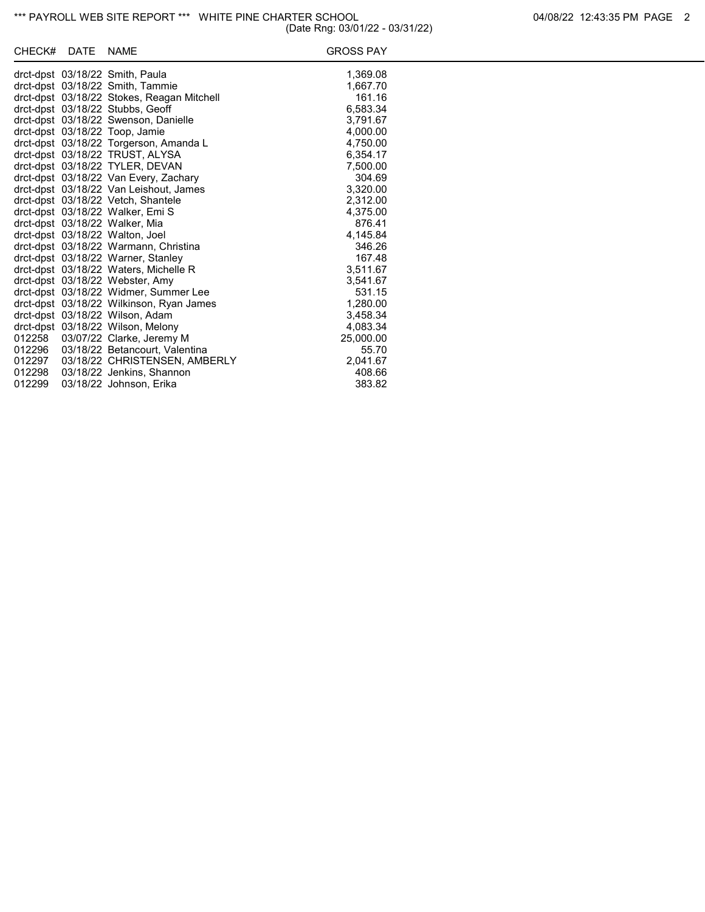| CHECK# | DATE | NAME | GROSS PAY |
|---|---|---|---|
| drct-dpst | 03/18/22 | Smith, Paula | 1,369.08 |
| drct-dpst | 03/18/22 | Smith, Tammie | 1,667.70 |
| drct-dpst | 03/18/22 | Stokes, Reagan Mitchell | 161.16 |
| drct-dpst | 03/18/22 | Stubbs, Geoff | 6,583.34 |
| drct-dpst | 03/18/22 | Swenson, Danielle | 3,791.67 |
| drct-dpst | 03/18/22 | Toop, Jamie | 4,000.00 |
| drct-dpst | 03/18/22 | Torgerson, Amanda L | 4,750.00 |
| drct-dpst | 03/18/22 | TRUST, ALYSA | 6,354.17 |
| drct-dpst | 03/18/22 | TYLER, DEVAN | 7,500.00 |
| drct-dpst | 03/18/22 | Van Every, Zachary | 304.69 |
| drct-dpst | 03/18/22 | Van Leishout, James | 3,320.00 |
| drct-dpst | 03/18/22 | Vetch, Shantele | 2,312.00 |
| drct-dpst | 03/18/22 | Walker, Emi S | 4,375.00 |
| drct-dpst | 03/18/22 | Walker, Mia | 876.41 |
| drct-dpst | 03/18/22 | Walton, Joel | 4,145.84 |
| drct-dpst | 03/18/22 | Warmann, Christina | 346.26 |
| drct-dpst | 03/18/22 | Warner, Stanley | 167.48 |
| drct-dpst | 03/18/22 | Waters, Michelle R | 3,511.67 |
| drct-dpst | 03/18/22 | Webster, Amy | 3,541.67 |
| drct-dpst | 03/18/22 | Widmer, Summer Lee | 531.15 |
| drct-dpst | 03/18/22 | Wilkinson, Ryan James | 1,280.00 |
| drct-dpst | 03/18/22 | Wilson, Adam | 3,458.34 |
| drct-dpst | 03/18/22 | Wilson, Melony | 4,083.34 |
| 012258 | 03/07/22 | Clarke, Jeremy M | 25,000.00 |
| 012296 | 03/18/22 | Betancourt, Valentina | 55.70 |
| 012297 | 03/18/22 | CHRISTENSEN, AMBERLY | 2,041.67 |
| 012298 | 03/18/22 | Jenkins, Shannon | 408.66 |
| 012299 | 03/18/22 | Johnson, Erika | 383.82 |